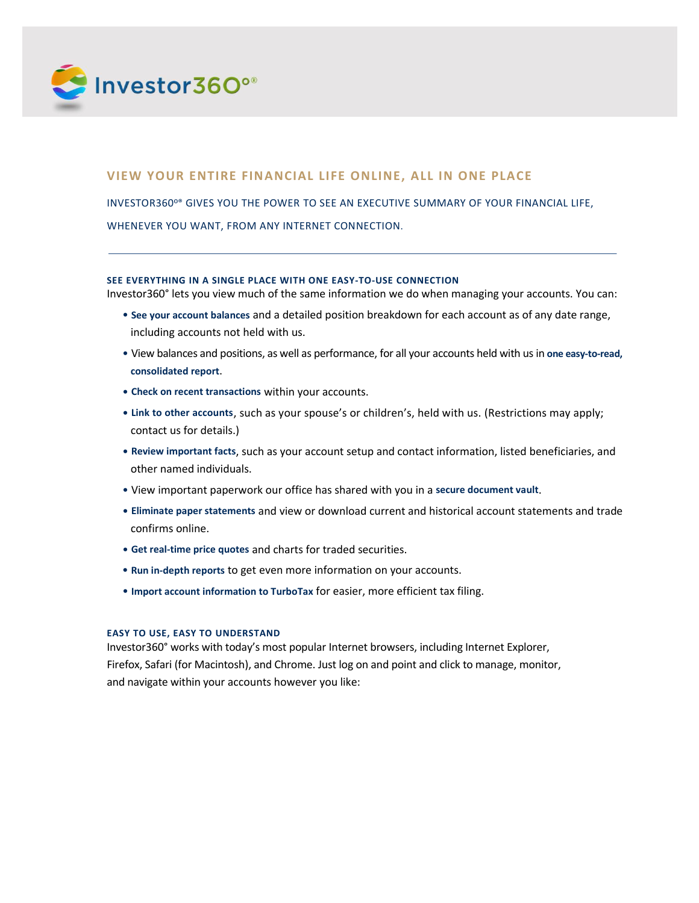Investor360°®

## VIEW YOUR ENTIRE FINANCIAL LIFE ONLINE, ALL IN ONE PLACE

INVESTOR360°® GIVES YOU THE POWER TO SEE AN EXECUTIVE SUMMARY OF YOUR FINANCIAL LIFE, WHENEVER YOU WANT, FROM ANY INTERNET CONNECTION.

---

### SEE EVERYTHING IN A SINGLE PLACE WITH ONE EASY-TO-USE CONNECTION

Investor360° lets you view much of the same information we do when managing your accounts. You can:

- **See your account balances** and a detailed position breakdown for each account as of any date range, including accounts not held with us.
- View balances and positions, as well as performance, for all your accounts held with us in **one easy-to-read, consolidated report**.
- **Check on recent transactions** within your accounts.
- **Link to other accounts**, such as your spouse's or children's, held with us. (Restrictions may apply; contact us for details.)
- **Review important facts**, such as your account setup and contact information, listed beneficiaries, and other named individuals.
- View important paperwork our office has shared with you in a **secure document vault**.
- **Eliminate paper statements** and view or download current and historical account statements and trade confirms online.
- **Get real-time price quotes** and charts for traded securities.
- **Run in-depth reports** to get even more information on your accounts.
- **Import account information to TurboTax** for easier, more efficient tax filing.

### EASY TO USE, EASY TO UNDERSTAND

Investor360° works with today's most popular Internet browsers, including Internet Explorer, Firefox, Safari (for Macintosh), and Chrome. Just log on and point and click to manage, monitor, and navigate within your accounts however you like: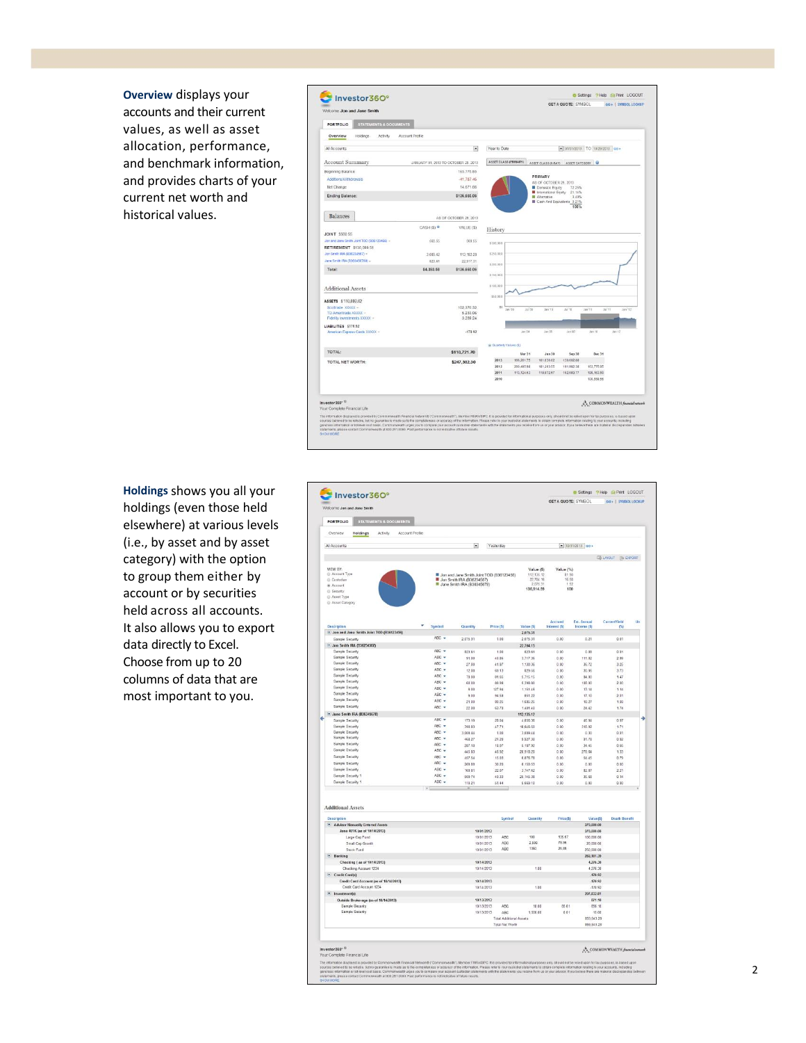**Overview** displays your accounts and their current values, as well as asset allocation, performance, and benchmark information, and provides charts of your current net worth and historical values.

**Holdings** shows you all your holdings (even those held elsewhere) at various levels (i.e., by asset and by asset category) with the option to group them either by account or by securities held across all accounts. It also allows you to export data directly to Excel. Choose from up to 20 columns of data that are most important to you.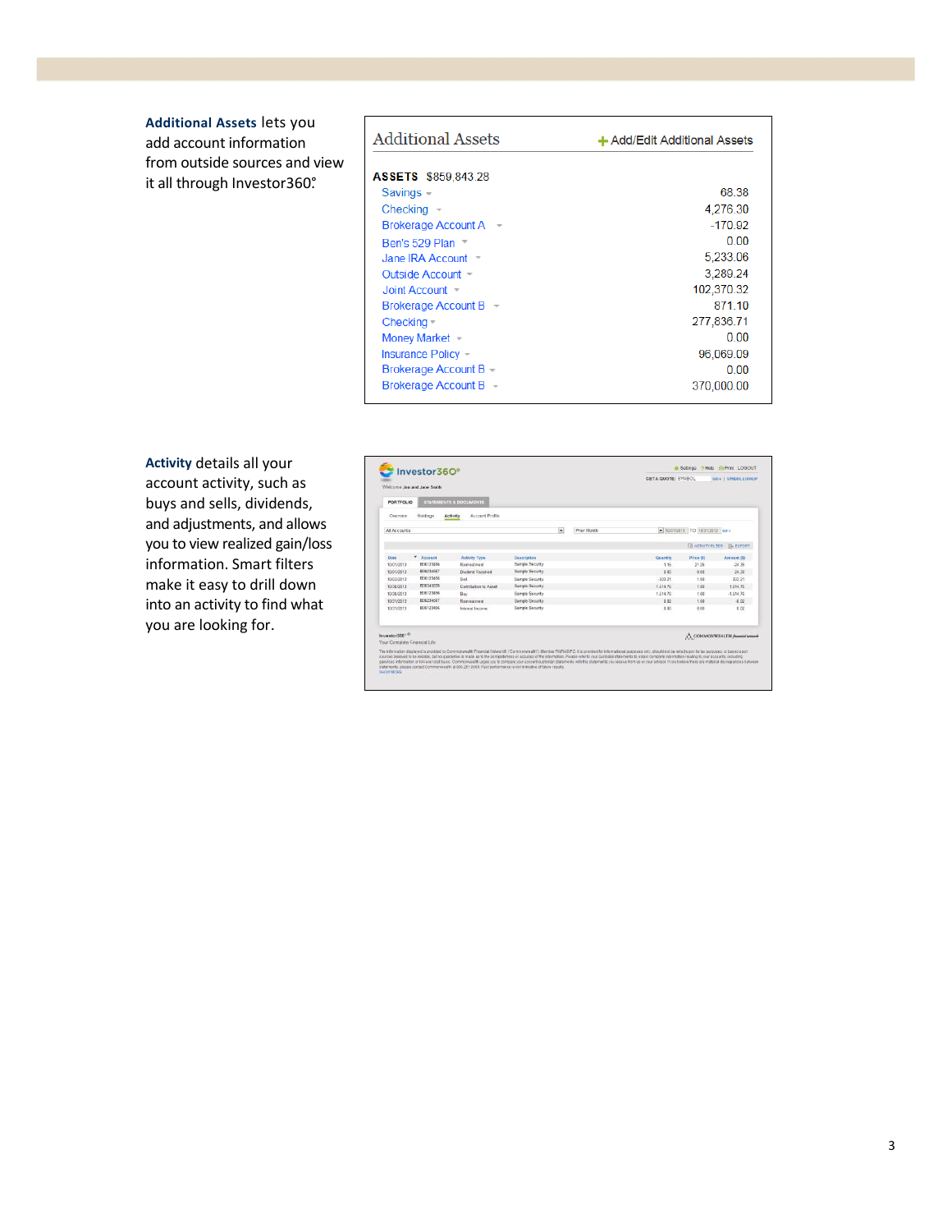**Additional Assets** lets you add account information from outside sources and view it all through Investor360°.

## Additional Assets

+ Add/Edit Additional Assets

**ASSETS** $859,843.28

| Account | Amount |
|---|---|
| Savings | 68.38 |
| Checking | 4,276.30 |
| Brokerage Account A | -170.92 |
| Ben's 529 Plan | 0.00 |
| Jane IRA Account | 5,233.06 |
| Outside Account | 3,289.24 |
| Joint Account | 102,370.32 |
| Brokerage Account B | 871.10 |
| Checking | 277,836.71 |
| Money Market | 0.00 |
| Insurance Policy | 96,069.09 |
| Brokerage Account B | 0.00 |
| Brokerage Account B | 370,000.00 |

**Activity** details all your account activity, such as buys and sells, dividends, and adjustments, and allows you to view realized gain/loss information. Smart filters make it easy to drill down into an activity to find what you are looking for.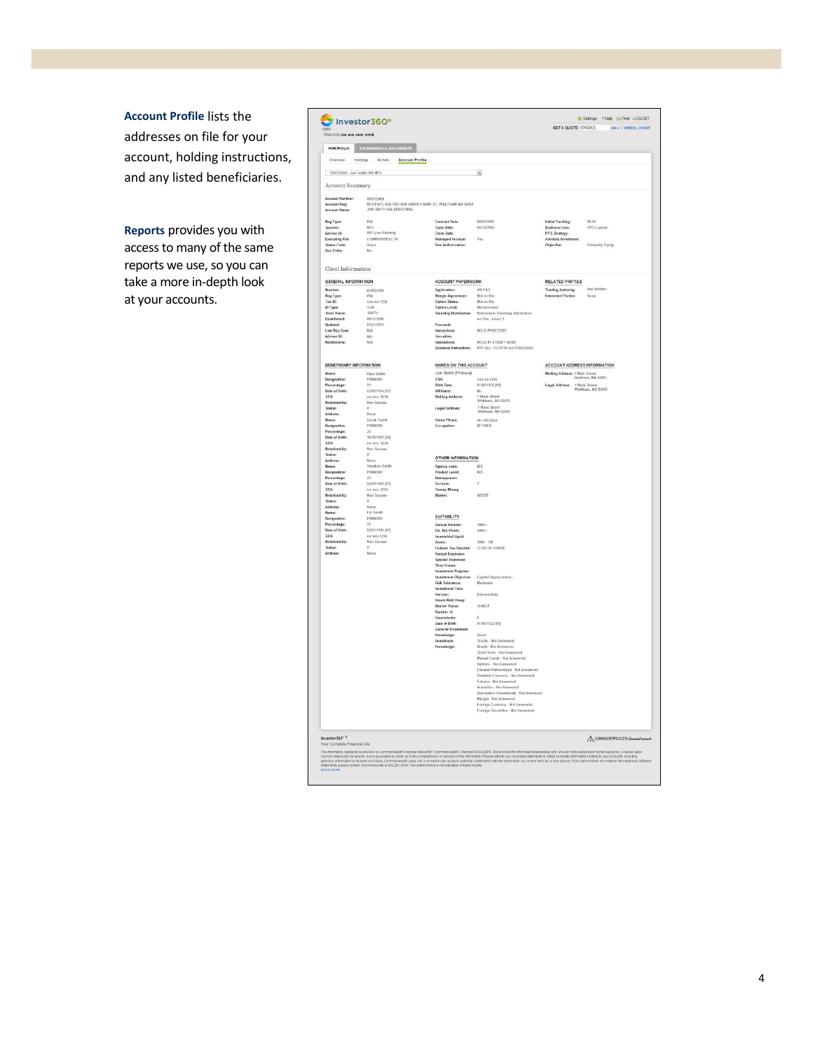**Account Profile** lists the addresses on file for your account, holding instructions, and any listed beneficiaries.

**Reports** provides you with access to many of the same reports we use, so you can take a more in-depth look at your accounts.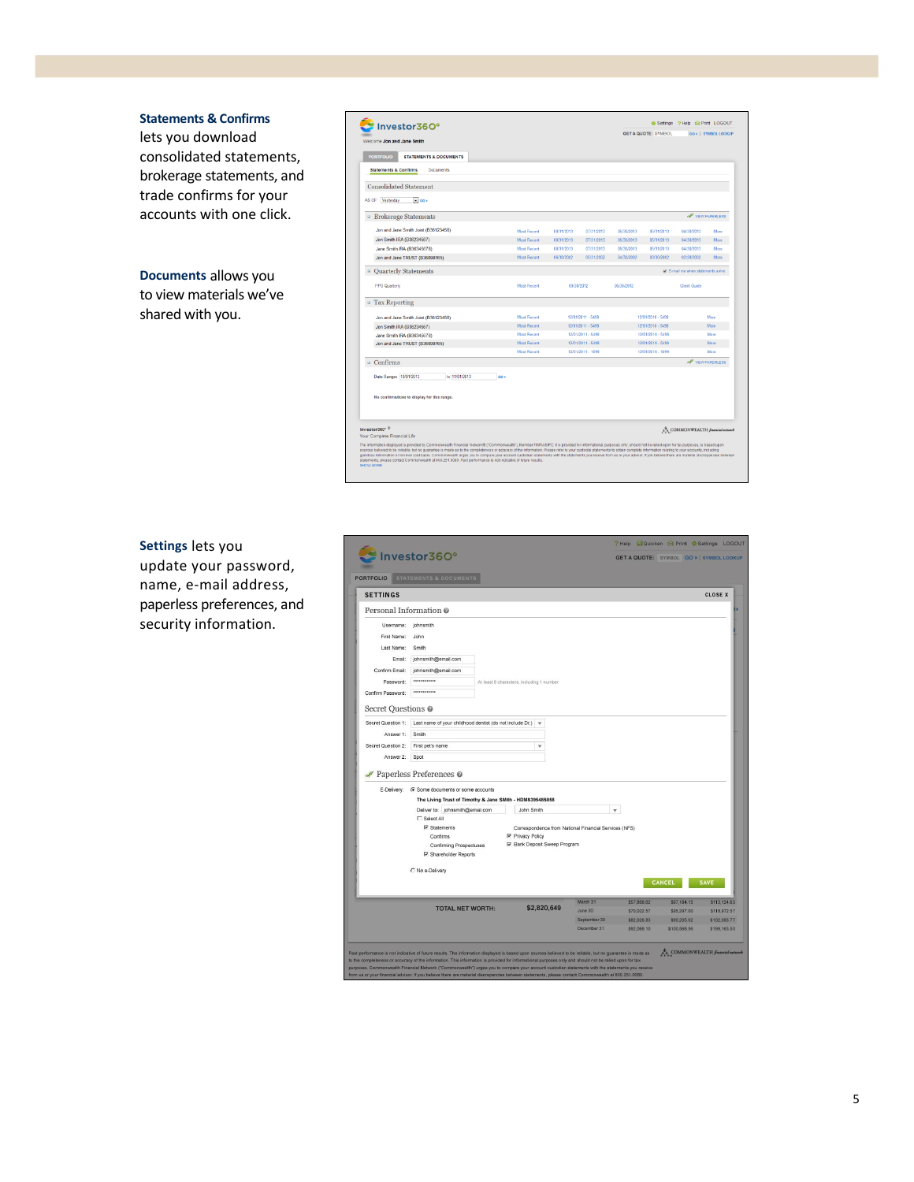**Statements & Confirms** lets you download consolidated statements, brokerage statements, and trade confirms for your accounts with one click.

**Documents** allows you to view materials we've shared with you.

**Settings** lets you update your password, name, e-mail address, paperless preferences, and security information.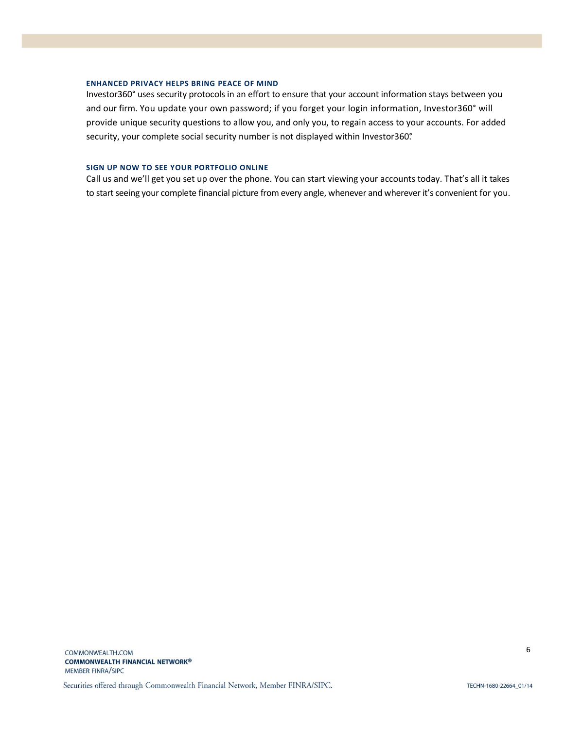### ENHANCED PRIVACY HELPS BRING PEACE OF MIND

Investor360° uses security protocols in an effort to ensure that your account information stays between you and our firm. You update your own password; if you forget your login information, Investor360° will provide unique security questions to allow you, and only you, to regain access to your accounts. For added security, your complete social security number is not displayed within Investor360°.

### SIGN UP NOW TO SEE YOUR PORTFOLIO ONLINE

Call us and we'll get you set up over the phone. You can start viewing your accounts today. That's all it takes to start seeing your complete financial picture from every angle, whenever and wherever it's convenient for you.

COMMONWEALTH.COM
**COMMONWEALTH FINANCIAL NETWORK®**
MEMBER FINRA/SIPC

Securities offered through Commonwealth Financial Network, Member FINRA/SIPC.

TECHN-1680-22664_01/14